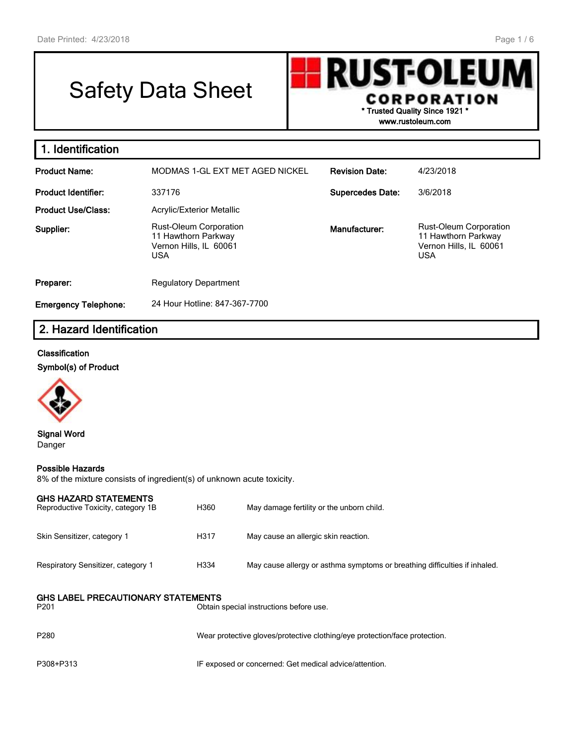# Safety Data Sheet

**RUST-OLEUM CORPORATION**
* Trusted Quality Since 1921 *
www.rustoleum.com

## 1. Identification

| | | | |
|---|---|---|---|
| **Product Name:** | MODMAS 1-GL EXT MET AGED NICKEL | **Revision Date:** | 4/23/2018 |
| **Product Identifier:** | 337176 | **Supercedes Date:** | 3/6/2018 |
| **Product Use/Class:** | Acrylic/Exterior Metallic | | |
| **Supplier:** | Rust-Oleum Corporation<br>11 Hawthorn Parkway<br>Vernon Hills, IL 60061<br>USA | **Manufacturer:** | Rust-Oleum Corporation<br>11 Hawthorn Parkway<br>Vernon Hills, IL 60061<br>USA |
| **Preparer:** | Regulatory Department | | |
| **Emergency Telephone:** | 24 Hour Hotline: 847-367-7700 | | |

## 2. Hazard Identification

**Classification**

**Symbol(s) of Product**

**Signal Word**
Danger

**Possible Hazards**
8% of the mixture consists of ingredient(s) of unknown acute toxicity.

**GHS HAZARD STATEMENTS**

| | | |
|---|---|---|
| Reproductive Toxicity, category 1B | H360 | May damage fertility or the unborn child. |
| Skin Sensitizer, category 1 | H317 | May cause an allergic skin reaction. |
| Respiratory Sensitizer, category 1 | H334 | May cause allergy or asthma symptoms or breathing difficulties if inhaled. |

**GHS LABEL PRECAUTIONARY STATEMENTS**

| | |
|---|---|
| P201 | Obtain special instructions before use. |
| P280 | Wear protective gloves/protective clothing/eye protection/face protection. |
| P308+P313 | IF exposed or concerned: Get medical advice/attention. |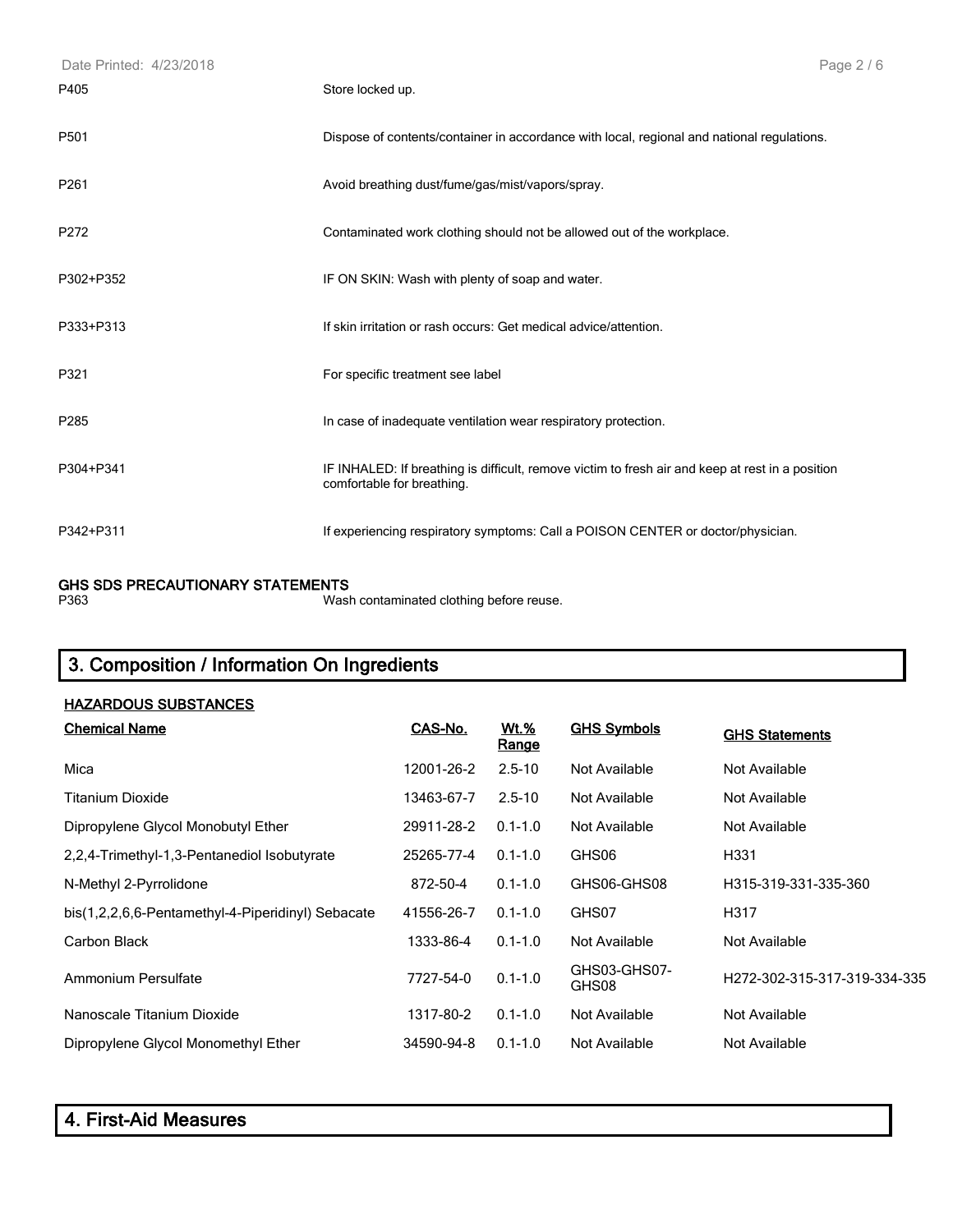| | |
|---|---|
| P405 | Store locked up. |
| P501 | Dispose of contents/container in accordance with local, regional and national regulations. |
| P261 | Avoid breathing dust/fume/gas/mist/vapors/spray. |
| P272 | Contaminated work clothing should not be allowed out of the workplace. |
| P302+P352 | IF ON SKIN: Wash with plenty of soap and water. |
| P333+P313 | If skin irritation or rash occurs: Get medical advice/attention. |
| P321 | For specific treatment see label |
| P285 | In case of inadequate ventilation wear respiratory protection. |
| P304+P341 | IF INHALED: If breathing is difficult, remove victim to fresh air and keep at rest in a position comfortable for breathing. |
| P342+P311 | If experiencing respiratory symptoms: Call a POISON CENTER or doctor/physician. |

**GHS SDS PRECAUTIONARY STATEMENTS**

| | |
|---|---|
| P363 | Wash contaminated clothing before reuse. |

## 3. Composition / Information On Ingredients

**HAZARDOUS SUBSTANCES**

| Chemical Name | CAS-No. | Wt.% Range | GHS Symbols | GHS Statements |
|---|---|---|---|---|
| Mica | 12001-26-2 | 2.5-10 | Not Available | Not Available |
| Titanium Dioxide | 13463-67-7 | 2.5-10 | Not Available | Not Available |
| Dipropylene Glycol Monobutyl Ether | 29911-28-2 | 0.1-1.0 | Not Available | Not Available |
| 2,2,4-Trimethyl-1,3-Pentanediol Isobutyrate | 25265-77-4 | 0.1-1.0 | GHS06 | H331 |
| N-Methyl 2-Pyrrolidone | 872-50-4 | 0.1-1.0 | GHS06-GHS08 | H315-319-331-335-360 |
| bis(1,2,2,6,6-Pentamethyl-4-Piperidinyl) Sebacate | 41556-26-7 | 0.1-1.0 | GHS07 | H317 |
| Carbon Black | 1333-86-4 | 0.1-1.0 | Not Available | Not Available |
| Ammonium Persulfate | 7727-54-0 | 0.1-1.0 | GHS03-GHS07-GHS08 | H272-302-315-317-319-334-335 |
| Nanoscale Titanium Dioxide | 1317-80-2 | 0.1-1.0 | Not Available | Not Available |
| Dipropylene Glycol Monomethyl Ether | 34590-94-8 | 0.1-1.0 | Not Available | Not Available |

## 4. First-Aid Measures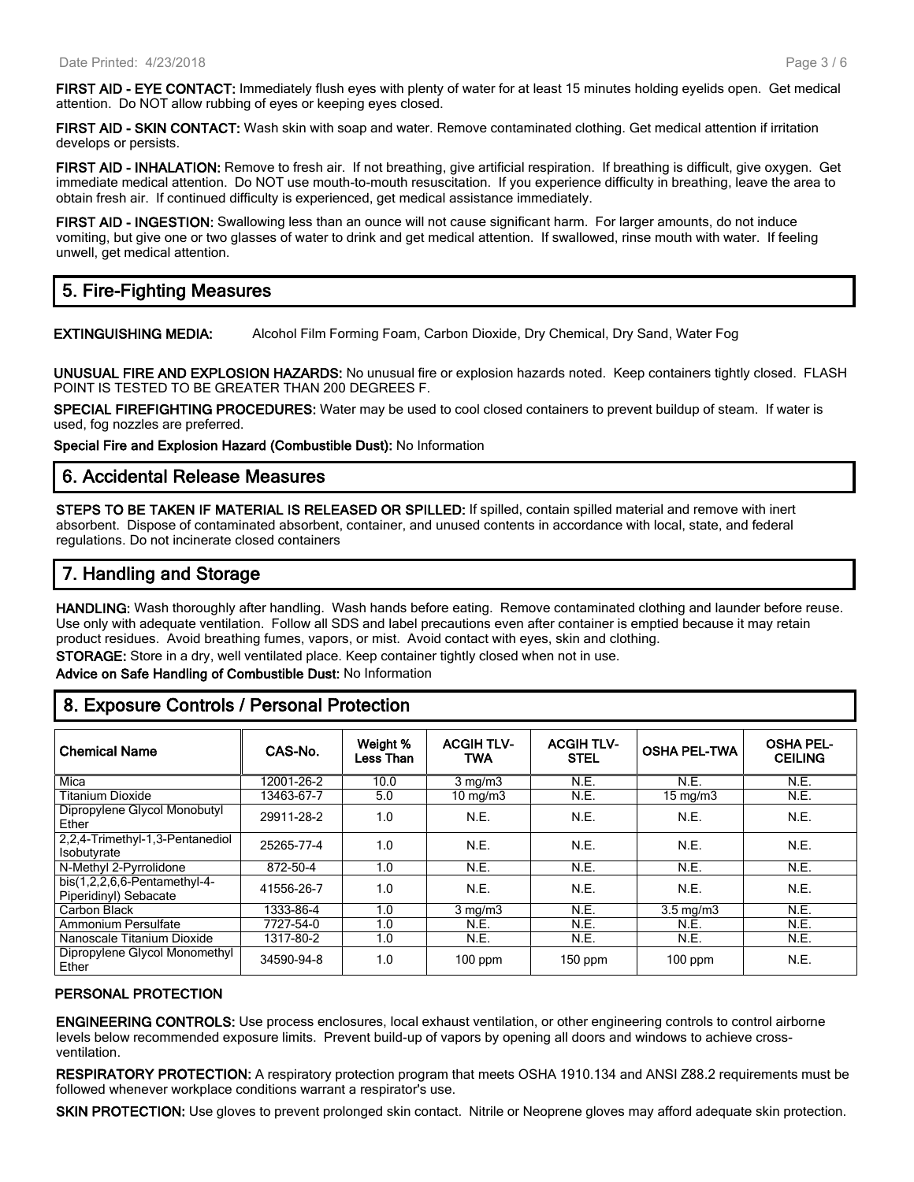**FIRST AID - EYE CONTACT:** Immediately flush eyes with plenty of water for at least 15 minutes holding eyelids open. Get medical attention. Do NOT allow rubbing of eyes or keeping eyes closed.

**FIRST AID - SKIN CONTACT:** Wash skin with soap and water. Remove contaminated clothing. Get medical attention if irritation develops or persists.

**FIRST AID - INHALATION:** Remove to fresh air. If not breathing, give artificial respiration. If breathing is difficult, give oxygen. Get immediate medical attention. Do NOT use mouth-to-mouth resuscitation. If you experience difficulty in breathing, leave the area to obtain fresh air. If continued difficulty is experienced, get medical assistance immediately.

**FIRST AID - INGESTION:** Swallowing less than an ounce will not cause significant harm. For larger amounts, do not induce vomiting, but give one or two glasses of water to drink and get medical attention. If swallowed, rinse mouth with water. If feeling unwell, get medical attention.

## 5. Fire-Fighting Measures

**EXTINGUISHING MEDIA:** Alcohol Film Forming Foam, Carbon Dioxide, Dry Chemical, Dry Sand, Water Fog

**UNUSUAL FIRE AND EXPLOSION HAZARDS:** No unusual fire or explosion hazards noted. Keep containers tightly closed. FLASH POINT IS TESTED TO BE GREATER THAN 200 DEGREES F.

**SPECIAL FIREFIGHTING PROCEDURES:** Water may be used to cool closed containers to prevent buildup of steam. If water is used, fog nozzles are preferred.

**Special Fire and Explosion Hazard (Combustible Dust):** No Information

## 6. Accidental Release Measures

**STEPS TO BE TAKEN IF MATERIAL IS RELEASED OR SPILLED:** If spilled, contain spilled material and remove with inert absorbent. Dispose of contaminated absorbent, container, and unused contents in accordance with local, state, and federal regulations. Do not incinerate closed containers

## 7. Handling and Storage

**HANDLING:** Wash thoroughly after handling. Wash hands before eating. Remove contaminated clothing and launder before reuse. Use only with adequate ventilation. Follow all SDS and label precautions even after container is emptied because it may retain product residues. Avoid breathing fumes, vapors, or mist. Avoid contact with eyes, skin and clothing.

**STORAGE:** Store in a dry, well ventilated place. Keep container tightly closed when not in use.

**Advice on Safe Handling of Combustible Dust:** No Information

## 8. Exposure Controls / Personal Protection

| Chemical Name | CAS-No. | Weight % Less Than | ACGIH TLV-TWA | ACGIH TLV-STEL | OSHA PEL-TWA | OSHA PEL-CEILING |
|---|---|---|---|---|---|---|
| Mica | 12001-26-2 | 10.0 | 3 mg/m3 | N.E. | N.E. | N.E. |
| Titanium Dioxide | 13463-67-7 | 5.0 | 10 mg/m3 | N.E. | 15 mg/m3 | N.E. |
| Dipropylene Glycol Monobutyl Ether | 29911-28-2 | 1.0 | N.E. | N.E. | N.E. | N.E. |
| 2,2,4-Trimethyl-1,3-Pentanediol Isobutyrate | 25265-77-4 | 1.0 | N.E. | N.E. | N.E. | N.E. |
| N-Methyl 2-Pyrrolidone | 872-50-4 | 1.0 | N.E. | N.E. | N.E. | N.E. |
| bis(1,2,2,6,6-Pentamethyl-4-Piperidinyl) Sebacate | 41556-26-7 | 1.0 | N.E. | N.E. | N.E. | N.E. |
| Carbon Black | 1333-86-4 | 1.0 | 3 mg/m3 | N.E. | 3.5 mg/m3 | N.E. |
| Ammonium Persulfate | 7727-54-0 | 1.0 | N.E. | N.E. | N.E. | N.E. |
| Nanoscale Titanium Dioxide | 1317-80-2 | 1.0 | N.E. | N.E. | N.E. | N.E. |
| Dipropylene Glycol Monomethyl Ether | 34590-94-8 | 1.0 | 100 ppm | 150 ppm | 100 ppm | N.E. |

### PERSONAL PROTECTION

**ENGINEERING CONTROLS:** Use process enclosures, local exhaust ventilation, or other engineering controls to control airborne levels below recommended exposure limits. Prevent build-up of vapors by opening all doors and windows to achieve cross-ventilation.

**RESPIRATORY PROTECTION:** A respiratory protection program that meets OSHA 1910.134 and ANSI Z88.2 requirements must be followed whenever workplace conditions warrant a respirator's use.

**SKIN PROTECTION:** Use gloves to prevent prolonged skin contact. Nitrile or Neoprene gloves may afford adequate skin protection.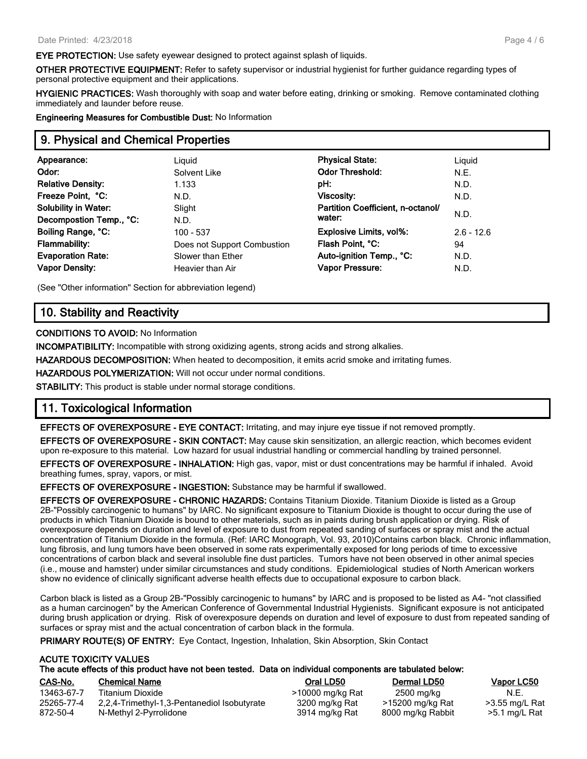**EYE PROTECTION:** Use safety eyewear designed to protect against splash of liquids.

**OTHER PROTECTIVE EQUIPMENT:** Refer to safety supervisor or industrial hygienist for further guidance regarding types of personal protective equipment and their applications.

**HYGIENIC PRACTICES:** Wash thoroughly with soap and water before eating, drinking or smoking. Remove contaminated clothing immediately and launder before reuse.

**Engineering Measures for Combustible Dust:** No Information

## 9. Physical and Chemical Properties

| | | | |
|---|---|---|---|
| **Appearance:** | Liquid | **Physical State:** | Liquid |
| **Odor:** | Solvent Like | **Odor Threshold:** | N.E. |
| **Relative Density:** | 1.133 | **pH:** | N.D. |
| **Freeze Point, °C:** | N.D. | **Viscosity:** | N.D. |
| **Solubility in Water:** | Slight | **Partition Coefficient, n-octanol/ water:** | N.D. |
| **Decompostion Temp., °C:** | N.D. | | |
| **Boiling Range, °C:** | 100 - 537 | **Explosive Limits, vol%:** | 2.6 - 12.6 |
| **Flammability:** | Does not Support Combustion | **Flash Point, °C:** | 94 |
| **Evaporation Rate:** | Slower than Ether | **Auto-ignition Temp., °C:** | N.D. |
| **Vapor Density:** | Heavier than Air | **Vapor Pressure:** | N.D. |

(See "Other information" Section for abbreviation legend)

## 10. Stability and Reactivity

**CONDITIONS TO AVOID:** No Information

**INCOMPATIBILITY:** Incompatible with strong oxidizing agents, strong acids and strong alkalies.

**HAZARDOUS DECOMPOSITION:** When heated to decomposition, it emits acrid smoke and irritating fumes.

**HAZARDOUS POLYMERIZATION:** Will not occur under normal conditions.

**STABILITY:** This product is stable under normal storage conditions.

## 11. Toxicological Information

**EFFECTS OF OVEREXPOSURE - EYE CONTACT:** Irritating, and may injure eye tissue if not removed promptly.

**EFFECTS OF OVEREXPOSURE - SKIN CONTACT:** May cause skin sensitization, an allergic reaction, which becomes evident upon re-exposure to this material. Low hazard for usual industrial handling or commercial handling by trained personnel.

**EFFECTS OF OVEREXPOSURE - INHALATION:** High gas, vapor, mist or dust concentrations may be harmful if inhaled. Avoid breathing fumes, spray, vapors, or mist.

**EFFECTS OF OVEREXPOSURE - INGESTION:** Substance may be harmful if swallowed.

**EFFECTS OF OVEREXPOSURE - CHRONIC HAZARDS:** Contains Titanium Dioxide. Titanium Dioxide is listed as a Group 2B-"Possibly carcinogenic to humans" by IARC. No significant exposure to Titanium Dioxide is thought to occur during the use of products in which Titanium Dioxide is bound to other materials, such as in paints during brush application or drying. Risk of overexposure depends on duration and level of exposure to dust from repeated sanding of surfaces or spray mist and the actual concentration of Titanium Dioxide in the formula. (Ref: IARC Monograph, Vol. 93, 2010)Contains carbon black. Chronic inflammation, lung fibrosis, and lung tumors have been observed in some rats experimentally exposed for long periods of time to excessive concentrations of carbon black and several insoluble fine dust particles. Tumors have not been observed in other animal species (i.e., mouse and hamster) under similar circumstances and study conditions. Epidemiological studies of North American workers show no evidence of clinically significant adverse health effects due to occupational exposure to carbon black.

Carbon black is listed as a Group 2B-"Possibly carcinogenic to humans" by IARC and is proposed to be listed as A4- "not classified as a human carcinogen" by the American Conference of Governmental Industrial Hygienists. Significant exposure is not anticipated during brush application or drying. Risk of overexposure depends on duration and level of exposure to dust from repeated sanding of surfaces or spray mist and the actual concentration of carbon black in the formula.

**PRIMARY ROUTE(S) OF ENTRY:** Eye Contact, Ingestion, Inhalation, Skin Absorption, Skin Contact

**ACUTE TOXICITY VALUES**
**The acute effects of this product have not been tested. Data on individual components are tabulated below:**

| CAS-No. | Chemical Name | Oral LD50 | Dermal LD50 | Vapor LC50 |
|---|---|---|---|---|
| 13463-67-7 | Titanium Dioxide | >10000 mg/kg Rat | 2500 mg/kg | N.E. |
| 25265-77-4 | 2,2,4-Trimethyl-1,3-Pentanediol Isobutyrate | 3200 mg/kg Rat | >15200 mg/kg Rat | >3.55 mg/L Rat |
| 872-50-4 | N-Methyl 2-Pyrrolidone | 3914 mg/kg Rat | 8000 mg/kg Rabbit | >5.1 mg/L Rat |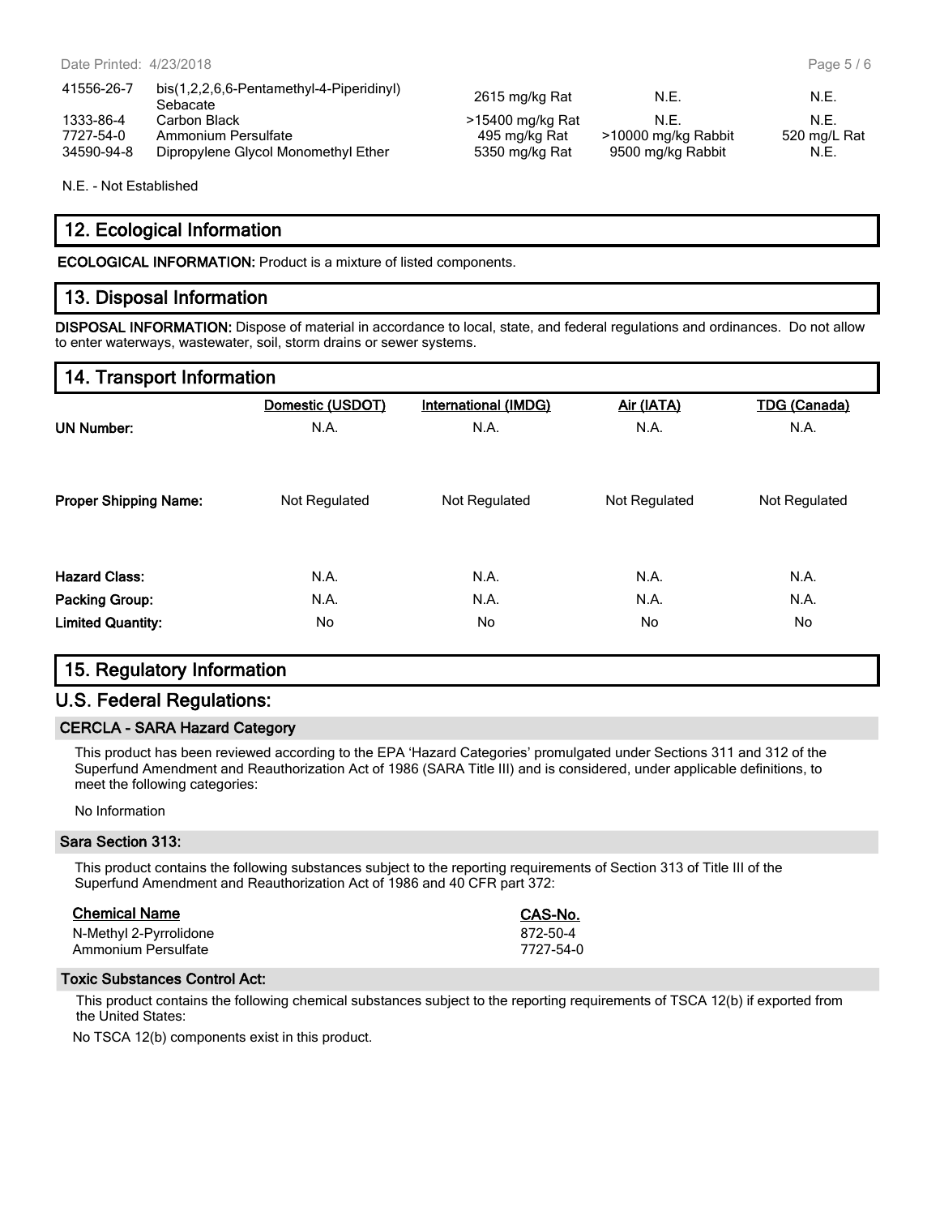| | | | | |
|---|---|---|---|---|
| 41556-26-7 | bis(1,2,2,6,6-Pentamethyl-4-Piperidinyl) Sebacate | 2615 mg/kg Rat | N.E. | N.E. |
| 1333-86-4 | Carbon Black | >15400 mg/kg Rat | N.E. | N.E. |
| 7727-54-0 | Ammonium Persulfate | 495 mg/kg Rat | >10000 mg/kg Rabbit | 520 mg/L Rat |
| 34590-94-8 | Dipropylene Glycol Monomethyl Ether | 5350 mg/kg Rat | 9500 mg/kg Rabbit | N.E. |

N.E. - Not Established

## 12. Ecological Information

**ECOLOGICAL INFORMATION:** Product is a mixture of listed components.

## 13. Disposal Information

**DISPOSAL INFORMATION:** Dispose of material in accordance to local, state, and federal regulations and ordinances. Do not allow to enter waterways, wastewater, soil, storm drains or sewer systems.

## 14. Transport Information

| | Domestic (USDOT) | International (IMDG) | Air (IATA) | TDG (Canada) |
|---|---|---|---|---|
| **UN Number:** | N.A. | N.A. | N.A. | N.A. |
| **Proper Shipping Name:** | Not Regulated | Not Regulated | Not Regulated | Not Regulated |
| **Hazard Class:** | N.A. | N.A. | N.A. | N.A. |
| **Packing Group:** | N.A. | N.A. | N.A. | N.A. |
| **Limited Quantity:** | No | No | No | No |

## 15. Regulatory Information

## U.S. Federal Regulations:

### CERCLA - SARA Hazard Category

This product has been reviewed according to the EPA 'Hazard Categories' promulgated under Sections 311 and 312 of the Superfund Amendment and Reauthorization Act of 1986 (SARA Title III) and is considered, under applicable definitions, to meet the following categories:

No Information

### Sara Section 313:

This product contains the following substances subject to the reporting requirements of Section 313 of Title III of the Superfund Amendment and Reauthorization Act of 1986 and 40 CFR part 372:

| Chemical Name | CAS-No. |
|---|---|
| N-Methyl 2-Pyrrolidone | 872-50-4 |
| Ammonium Persulfate | 7727-54-0 |

### Toxic Substances Control Act:

This product contains the following chemical substances subject to the reporting requirements of TSCA 12(b) if exported from the United States:

No TSCA 12(b) components exist in this product.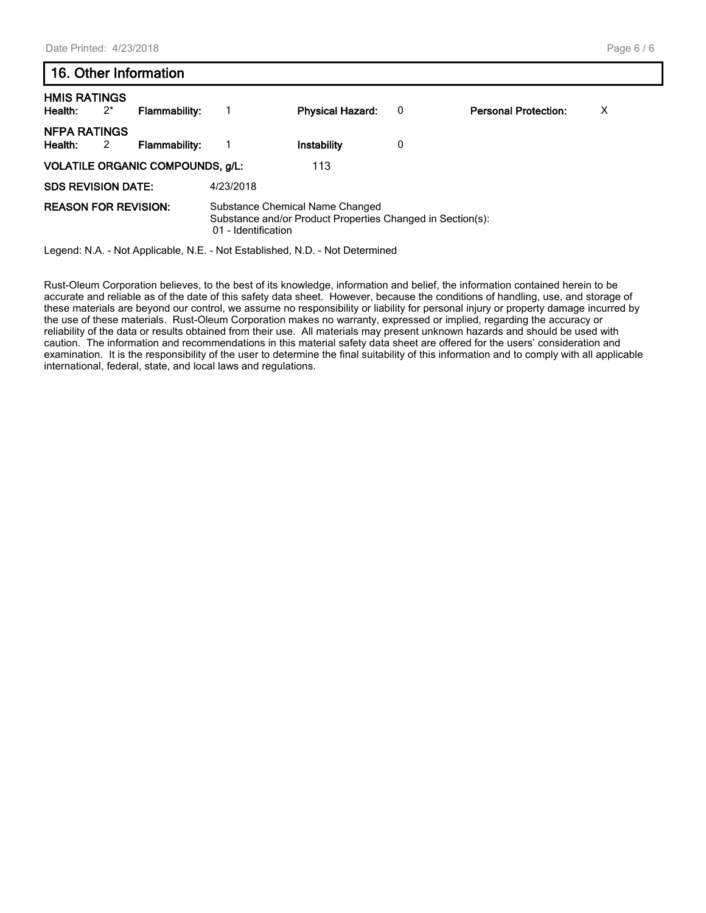## 16. Other Information

**HMIS RATINGS**

| | | | | | | | |
|---|---|---|---|---|---|---|---|
| **Health:** | 2* | **Flammability:** | 1 | **Physical Hazard:** | 0 | **Personal Protection:** | X |

**NFPA RATINGS**

| | | | | | |
|---|---|---|---|---|---|
| **Health:** | 2 | **Flammability:** | 1 | **Instability** | 0 |

**VOLATILE ORGANIC COMPOUNDS, g/L:** 113

**SDS REVISION DATE:** 4/23/2018

**REASON FOR REVISION:** Substance Chemical Name Changed
Substance and/or Product Properties Changed in Section(s):
01 - Identification

Legend: N.A. - Not Applicable, N.E. - Not Established, N.D. - Not Determined

Rust-Oleum Corporation believes, to the best of its knowledge, information and belief, the information contained herein to be accurate and reliable as of the date of this safety data sheet. However, because the conditions of handling, use, and storage of these materials are beyond our control, we assume no responsibility or liability for personal injury or property damage incurred by the use of these materials. Rust-Oleum Corporation makes no warranty, expressed or implied, regarding the accuracy or reliability of the data or results obtained from their use. All materials may present unknown hazards and should be used with caution. The information and recommendations in this material safety data sheet are offered for the users' consideration and examination. It is the responsibility of the user to determine the final suitability of this information and to comply with all applicable international, federal, state, and local laws and regulations.